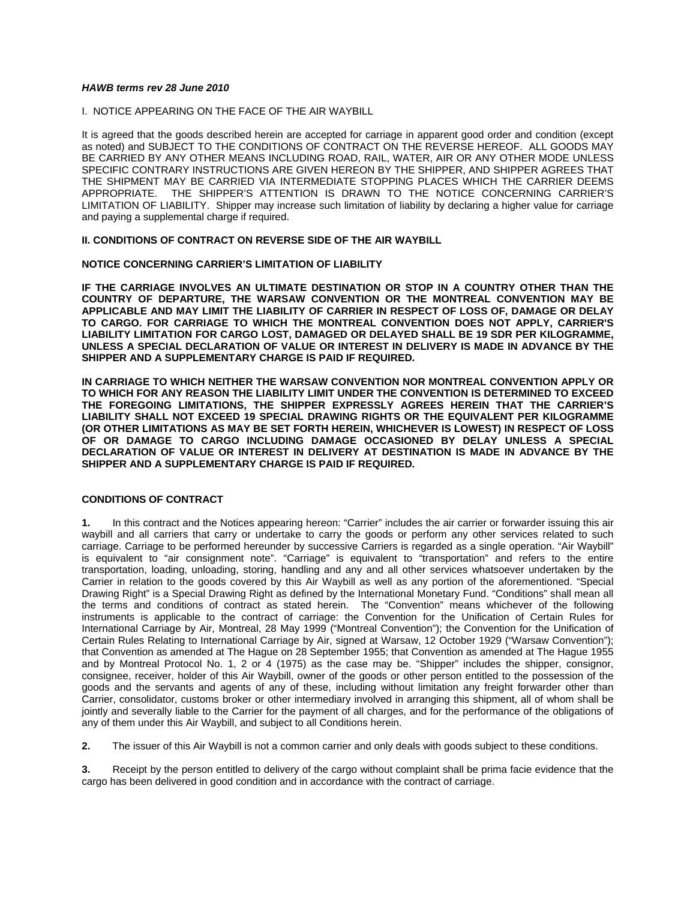***HAWB terms rev 28 June 2010***

I. NOTICE APPEARING ON THE FACE OF THE AIR WAYBILL

It is agreed that the goods described herein are accepted for carriage in apparent good order and condition (except as noted) and SUBJECT TO THE CONDITIONS OF CONTRACT ON THE REVERSE HEREOF. ALL GOODS MAY BE CARRIED BY ANY OTHER MEANS INCLUDING ROAD, RAIL, WATER, AIR OR ANY OTHER MODE UNLESS SPECIFIC CONTRARY INSTRUCTIONS ARE GIVEN HEREON BY THE SHIPPER, AND SHIPPER AGREES THAT THE SHIPMENT MAY BE CARRIED VIA INTERMEDIATE STOPPING PLACES WHICH THE CARRIER DEEMS APPROPRIATE. THE SHIPPER'S ATTENTION IS DRAWN TO THE NOTICE CONCERNING CARRIER'S LIMITATION OF LIABILITY. Shipper may increase such limitation of liability by declaring a higher value for carriage and paying a supplemental charge if required.

**II. CONDITIONS OF CONTRACT ON REVERSE SIDE OF THE AIR WAYBILL**

**NOTICE CONCERNING CARRIER'S LIMITATION OF LIABILITY**

**IF THE CARRIAGE INVOLVES AN ULTIMATE DESTINATION OR STOP IN A COUNTRY OTHER THAN THE COUNTRY OF DEPARTURE, THE WARSAW CONVENTION OR THE MONTREAL CONVENTION MAY BE APPLICABLE AND MAY LIMIT THE LIABILITY OF CARRIER IN RESPECT OF LOSS OF, DAMAGE OR DELAY TO CARGO. FOR CARRIAGE TO WHICH THE MONTREAL CONVENTION DOES NOT APPLY, CARRIER'S LIABILITY LIMITATION FOR CARGO LOST, DAMAGED OR DELAYED SHALL BE 19 SDR PER KILOGRAMME, UNLESS A SPECIAL DECLARATION OF VALUE OR INTEREST IN DELIVERY IS MADE IN ADVANCE BY THE SHIPPER AND A SUPPLEMENTARY CHARGE IS PAID IF REQUIRED.**

**IN CARRIAGE TO WHICH NEITHER THE WARSAW CONVENTION NOR MONTREAL CONVENTION APPLY OR TO WHICH FOR ANY REASON THE LIABILITY LIMIT UNDER THE CONVENTION IS DETERMINED TO EXCEED THE FOREGOING LIMITATIONS, THE SHIPPER EXPRESSLY AGREES HEREIN THAT THE CARRIER'S LIABILITY SHALL NOT EXCEED 19 SPECIAL DRAWING RIGHTS OR THE EQUIVALENT PER KILOGRAMME (OR OTHER LIMITATIONS AS MAY BE SET FORTH HEREIN, WHICHEVER IS LOWEST) IN RESPECT OF LOSS OF OR DAMAGE TO CARGO INCLUDING DAMAGE OCCASIONED BY DELAY UNLESS A SPECIAL DECLARATION OF VALUE OR INTEREST IN DELIVERY AT DESTINATION IS MADE IN ADVANCE BY THE SHIPPER AND A SUPPLEMENTARY CHARGE IS PAID IF REQUIRED.**

**CONDITIONS OF CONTRACT**

**1.** In this contract and the Notices appearing hereon: "Carrier" includes the air carrier or forwarder issuing this air waybill and all carriers that carry or undertake to carry the goods or perform any other services related to such carriage. Carriage to be performed hereunder by successive Carriers is regarded as a single operation. "Air Waybill" is equivalent to "air consignment note". "Carriage" is equivalent to "transportation" and refers to the entire transportation, loading, unloading, storing, handling and any and all other services whatsoever undertaken by the Carrier in relation to the goods covered by this Air Waybill as well as any portion of the aforementioned. "Special Drawing Right" is a Special Drawing Right as defined by the International Monetary Fund. "Conditions" shall mean all the terms and conditions of contract as stated herein. The "Convention" means whichever of the following instruments is applicable to the contract of carriage: the Convention for the Unification of Certain Rules for International Carriage by Air, Montreal, 28 May 1999 ("Montreal Convention"); the Convention for the Unification of Certain Rules Relating to International Carriage by Air, signed at Warsaw, 12 October 1929 ("Warsaw Convention"); that Convention as amended at The Hague on 28 September 1955; that Convention as amended at The Hague 1955 and by Montreal Protocol No. 1, 2 or 4 (1975) as the case may be. "Shipper" includes the shipper, consignor, consignee, receiver, holder of this Air Waybill, owner of the goods or other person entitled to the possession of the goods and the servants and agents of any of these, including without limitation any freight forwarder other than Carrier, consolidator, customs broker or other intermediary involved in arranging this shipment, all of whom shall be jointly and severally liable to the Carrier for the payment of all charges, and for the performance of the obligations of any of them under this Air Waybill, and subject to all Conditions herein.

**2.** The issuer of this Air Waybill is not a common carrier and only deals with goods subject to these conditions.

**3.** Receipt by the person entitled to delivery of the cargo without complaint shall be prima facie evidence that the cargo has been delivered in good condition and in accordance with the contract of carriage.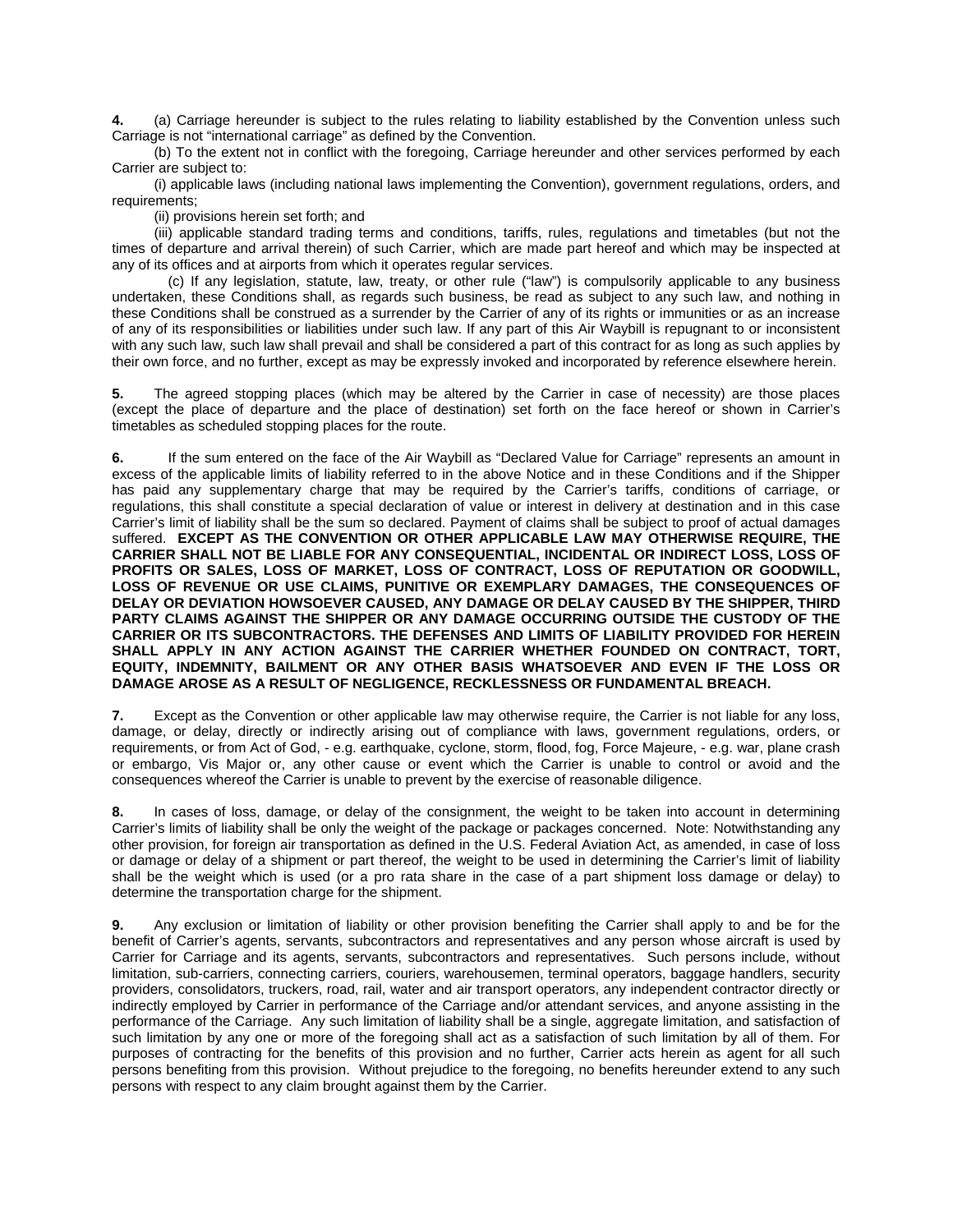**4.** (a) Carriage hereunder is subject to the rules relating to liability established by the Convention unless such Carriage is not "international carriage" as defined by the Convention.

(b) To the extent not in conflict with the foregoing, Carriage hereunder and other services performed by each Carrier are subject to:

(i) applicable laws (including national laws implementing the Convention), government regulations, orders, and requirements;

(ii) provisions herein set forth; and

(iii) applicable standard trading terms and conditions, tariffs, rules, regulations and timetables (but not the times of departure and arrival therein) of such Carrier, which are made part hereof and which may be inspected at any of its offices and at airports from which it operates regular services.

(c) If any legislation, statute, law, treaty, or other rule ("law") is compulsorily applicable to any business undertaken, these Conditions shall, as regards such business, be read as subject to any such law, and nothing in these Conditions shall be construed as a surrender by the Carrier of any of its rights or immunities or as an increase of any of its responsibilities or liabilities under such law. If any part of this Air Waybill is repugnant to or inconsistent with any such law, such law shall prevail and shall be considered a part of this contract for as long as such applies by their own force, and no further, except as may be expressly invoked and incorporated by reference elsewhere herein.

**5.** The agreed stopping places (which may be altered by the Carrier in case of necessity) are those places (except the place of departure and the place of destination) set forth on the face hereof or shown in Carrier's timetables as scheduled stopping places for the route.

**6.** If the sum entered on the face of the Air Waybill as "Declared Value for Carriage" represents an amount in excess of the applicable limits of liability referred to in the above Notice and in these Conditions and if the Shipper has paid any supplementary charge that may be required by the Carrier's tariffs, conditions of carriage, or regulations, this shall constitute a special declaration of value or interest in delivery at destination and in this case Carrier's limit of liability shall be the sum so declared. Payment of claims shall be subject to proof of actual damages suffered. **EXCEPT AS THE CONVENTION OR OTHER APPLICABLE LAW MAY OTHERWISE REQUIRE, THE CARRIER SHALL NOT BE LIABLE FOR ANY CONSEQUENTIAL, INCIDENTAL OR INDIRECT LOSS, LOSS OF PROFITS OR SALES, LOSS OF MARKET, LOSS OF CONTRACT, LOSS OF REPUTATION OR GOODWILL, LOSS OF REVENUE OR USE CLAIMS, PUNITIVE OR EXEMPLARY DAMAGES, THE CONSEQUENCES OF DELAY OR DEVIATION HOWSOEVER CAUSED, ANY DAMAGE OR DELAY CAUSED BY THE SHIPPER, THIRD PARTY CLAIMS AGAINST THE SHIPPER OR ANY DAMAGE OCCURRING OUTSIDE THE CUSTODY OF THE CARRIER OR ITS SUBCONTRACTORS. THE DEFENSES AND LIMITS OF LIABILITY PROVIDED FOR HEREIN SHALL APPLY IN ANY ACTION AGAINST THE CARRIER WHETHER FOUNDED ON CONTRACT, TORT, EQUITY, INDEMNITY, BAILMENT OR ANY OTHER BASIS WHATSOEVER AND EVEN IF THE LOSS OR DAMAGE AROSE AS A RESULT OF NEGLIGENCE, RECKLESSNESS OR FUNDAMENTAL BREACH.**

**7.** Except as the Convention or other applicable law may otherwise require, the Carrier is not liable for any loss, damage, or delay, directly or indirectly arising out of compliance with laws, government regulations, orders, or requirements, or from Act of God, - e.g. earthquake, cyclone, storm, flood, fog, Force Majeure, - e.g. war, plane crash or embargo, Vis Major or, any other cause or event which the Carrier is unable to control or avoid and the consequences whereof the Carrier is unable to prevent by the exercise of reasonable diligence.

**8.** In cases of loss, damage, or delay of the consignment, the weight to be taken into account in determining Carrier's limits of liability shall be only the weight of the package or packages concerned. Note: Notwithstanding any other provision, for foreign air transportation as defined in the U.S. Federal Aviation Act, as amended, in case of loss or damage or delay of a shipment or part thereof, the weight to be used in determining the Carrier's limit of liability shall be the weight which is used (or a pro rata share in the case of a part shipment loss damage or delay) to determine the transportation charge for the shipment.

**9.** Any exclusion or limitation of liability or other provision benefiting the Carrier shall apply to and be for the benefit of Carrier's agents, servants, subcontractors and representatives and any person whose aircraft is used by Carrier for Carriage and its agents, servants, subcontractors and representatives. Such persons include, without limitation, sub-carriers, connecting carriers, couriers, warehousemen, terminal operators, baggage handlers, security providers, consolidators, truckers, road, rail, water and air transport operators, any independent contractor directly or indirectly employed by Carrier in performance of the Carriage and/or attendant services, and anyone assisting in the performance of the Carriage. Any such limitation of liability shall be a single, aggregate limitation, and satisfaction of such limitation by any one or more of the foregoing shall act as a satisfaction of such limitation by all of them. For purposes of contracting for the benefits of this provision and no further, Carrier acts herein as agent for all such persons benefiting from this provision. Without prejudice to the foregoing, no benefits hereunder extend to any such persons with respect to any claim brought against them by the Carrier.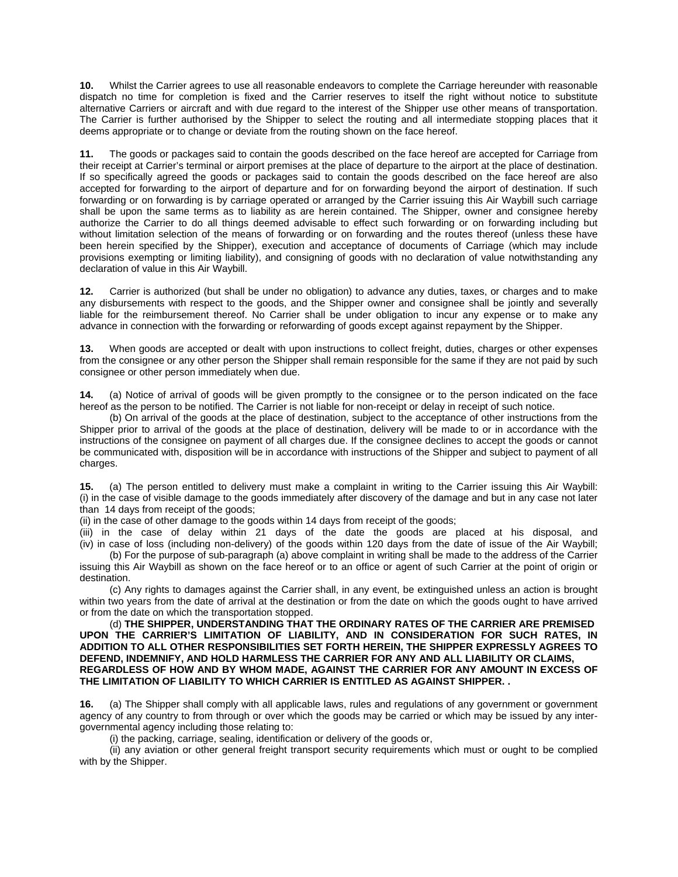**10.** Whilst the Carrier agrees to use all reasonable endeavors to complete the Carriage hereunder with reasonable dispatch no time for completion is fixed and the Carrier reserves to itself the right without notice to substitute alternative Carriers or aircraft and with due regard to the interest of the Shipper use other means of transportation. The Carrier is further authorised by the Shipper to select the routing and all intermediate stopping places that it deems appropriate or to change or deviate from the routing shown on the face hereof.

**11.** The goods or packages said to contain the goods described on the face hereof are accepted for Carriage from their receipt at Carrier's terminal or airport premises at the place of departure to the airport at the place of destination. If so specifically agreed the goods or packages said to contain the goods described on the face hereof are also accepted for forwarding to the airport of departure and for on forwarding beyond the airport of destination. If such forwarding or on forwarding is by carriage operated or arranged by the Carrier issuing this Air Waybill such carriage shall be upon the same terms as to liability as are herein contained. The Shipper, owner and consignee hereby authorize the Carrier to do all things deemed advisable to effect such forwarding or on forwarding including but without limitation selection of the means of forwarding or on forwarding and the routes thereof (unless these have been herein specified by the Shipper), execution and acceptance of documents of Carriage (which may include provisions exempting or limiting liability), and consigning of goods with no declaration of value notwithstanding any declaration of value in this Air Waybill.

**12.** Carrier is authorized (but shall be under no obligation) to advance any duties, taxes, or charges and to make any disbursements with respect to the goods, and the Shipper owner and consignee shall be jointly and severally liable for the reimbursement thereof. No Carrier shall be under obligation to incur any expense or to make any advance in connection with the forwarding or reforwarding of goods except against repayment by the Shipper.

**13.** When goods are accepted or dealt with upon instructions to collect freight, duties, charges or other expenses from the consignee or any other person the Shipper shall remain responsible for the same if they are not paid by such consignee or other person immediately when due.

**14.** (a) Notice of arrival of goods will be given promptly to the consignee or to the person indicated on the face hereof as the person to be notified. The Carrier is not liable for non-receipt or delay in receipt of such notice.

(b) On arrival of the goods at the place of destination, subject to the acceptance of other instructions from the Shipper prior to arrival of the goods at the place of destination, delivery will be made to or in accordance with the instructions of the consignee on payment of all charges due. If the consignee declines to accept the goods or cannot be communicated with, disposition will be in accordance with instructions of the Shipper and subject to payment of all charges.

**15.** (a) The person entitled to delivery must make a complaint in writing to the Carrier issuing this Air Waybill:
(i) in the case of visible damage to the goods immediately after discovery of the damage and but in any case not later than 14 days from receipt of the goods;
(ii) in the case of other damage to the goods within 14 days from receipt of the goods;
(iii) in the case of delay within 21 days of the date the goods are placed at his disposal, and
(iv) in case of loss (including non-delivery) of the goods within 120 days from the date of issue of the Air Waybill;

(b) For the purpose of sub-paragraph (a) above complaint in writing shall be made to the address of the Carrier issuing this Air Waybill as shown on the face hereof or to an office or agent of such Carrier at the point of origin or destination.

(c) Any rights to damages against the Carrier shall, in any event, be extinguished unless an action is brought within two years from the date of arrival at the destination or from the date on which the goods ought to have arrived or from the date on which the transportation stopped.

(d) **THE SHIPPER, UNDERSTANDING THAT THE ORDINARY RATES OF THE CARRIER ARE PREMISED UPON THE CARRIER'S LIMITATION OF LIABILITY, AND IN CONSIDERATION FOR SUCH RATES, IN ADDITION TO ALL OTHER RESPONSIBILITIES SET FORTH HEREIN, THE SHIPPER EXPRESSLY AGREES TO DEFEND, INDEMNIFY, AND HOLD HARMLESS THE CARRIER FOR ANY AND ALL LIABILITY OR CLAIMS, REGARDLESS OF HOW AND BY WHOM MADE, AGAINST THE CARRIER FOR ANY AMOUNT IN EXCESS OF THE LIMITATION OF LIABILITY TO WHICH CARRIER IS ENTITLED AS AGAINST SHIPPER. .**

**16.** (a) The Shipper shall comply with all applicable laws, rules and regulations of any government or government agency of any country to from through or over which the goods may be carried or which may be issued by any inter-governmental agency including those relating to:

(i) the packing, carriage, sealing, identification or delivery of the goods or,

(ii) any aviation or other general freight transport security requirements which must or ought to be complied with by the Shipper.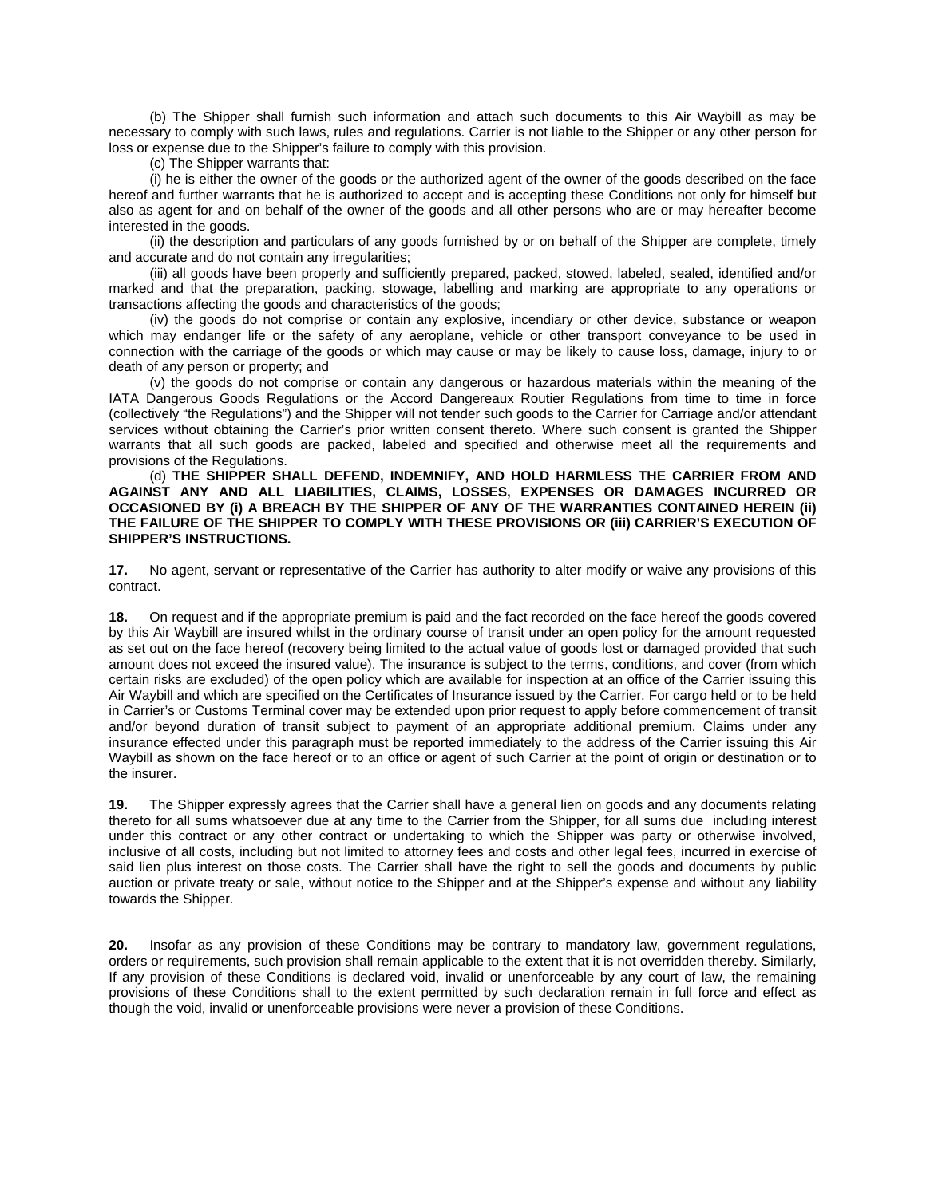(b) The Shipper shall furnish such information and attach such documents to this Air Waybill as may be necessary to comply with such laws, rules and regulations. Carrier is not liable to the Shipper or any other person for loss or expense due to the Shipper's failure to comply with this provision.

(c) The Shipper warrants that:

(i) he is either the owner of the goods or the authorized agent of the owner of the goods described on the face hereof and further warrants that he is authorized to accept and is accepting these Conditions not only for himself but also as agent for and on behalf of the owner of the goods and all other persons who are or may hereafter become interested in the goods.

(ii) the description and particulars of any goods furnished by or on behalf of the Shipper are complete, timely and accurate and do not contain any irregularities;

(iii) all goods have been properly and sufficiently prepared, packed, stowed, labeled, sealed, identified and/or marked and that the preparation, packing, stowage, labelling and marking are appropriate to any operations or transactions affecting the goods and characteristics of the goods;

(iv) the goods do not comprise or contain any explosive, incendiary or other device, substance or weapon which may endanger life or the safety of any aeroplane, vehicle or other transport conveyance to be used in connection with the carriage of the goods or which may cause or may be likely to cause loss, damage, injury to or death of any person or property; and

(v) the goods do not comprise or contain any dangerous or hazardous materials within the meaning of the IATA Dangerous Goods Regulations or the Accord Dangereaux Routier Regulations from time to time in force (collectively "the Regulations") and the Shipper will not tender such goods to the Carrier for Carriage and/or attendant services without obtaining the Carrier's prior written consent thereto. Where such consent is granted the Shipper warrants that all such goods are packed, labeled and specified and otherwise meet all the requirements and provisions of the Regulations.

(d) **THE SHIPPER SHALL DEFEND, INDEMNIFY, AND HOLD HARMLESS THE CARRIER FROM AND AGAINST ANY AND ALL LIABILITIES, CLAIMS, LOSSES, EXPENSES OR DAMAGES INCURRED OR OCCASIONED BY (i) A BREACH BY THE SHIPPER OF ANY OF THE WARRANTIES CONTAINED HEREIN (ii) THE FAILURE OF THE SHIPPER TO COMPLY WITH THESE PROVISIONS OR (iii) CARRIER'S EXECUTION OF SHIPPER'S INSTRUCTIONS.**

**17.** No agent, servant or representative of the Carrier has authority to alter modify or waive any provisions of this contract.

**18.** On request and if the appropriate premium is paid and the fact recorded on the face hereof the goods covered by this Air Waybill are insured whilst in the ordinary course of transit under an open policy for the amount requested as set out on the face hereof (recovery being limited to the actual value of goods lost or damaged provided that such amount does not exceed the insured value). The insurance is subject to the terms, conditions, and cover (from which certain risks are excluded) of the open policy which are available for inspection at an office of the Carrier issuing this Air Waybill and which are specified on the Certificates of Insurance issued by the Carrier. For cargo held or to be held in Carrier's or Customs Terminal cover may be extended upon prior request to apply before commencement of transit and/or beyond duration of transit subject to payment of an appropriate additional premium. Claims under any insurance effected under this paragraph must be reported immediately to the address of the Carrier issuing this Air Waybill as shown on the face hereof or to an office or agent of such Carrier at the point of origin or destination or to the insurer.

**19.** The Shipper expressly agrees that the Carrier shall have a general lien on goods and any documents relating thereto for all sums whatsoever due at any time to the Carrier from the Shipper, for all sums due including interest under this contract or any other contract or undertaking to which the Shipper was party or otherwise involved, inclusive of all costs, including but not limited to attorney fees and costs and other legal fees, incurred in exercise of said lien plus interest on those costs. The Carrier shall have the right to sell the goods and documents by public auction or private treaty or sale, without notice to the Shipper and at the Shipper's expense and without any liability towards the Shipper.

**20.** Insofar as any provision of these Conditions may be contrary to mandatory law, government regulations, orders or requirements, such provision shall remain applicable to the extent that it is not overridden thereby. Similarly, If any provision of these Conditions is declared void, invalid or unenforceable by any court of law, the remaining provisions of these Conditions shall to the extent permitted by such declaration remain in full force and effect as though the void, invalid or unenforceable provisions were never a provision of these Conditions.